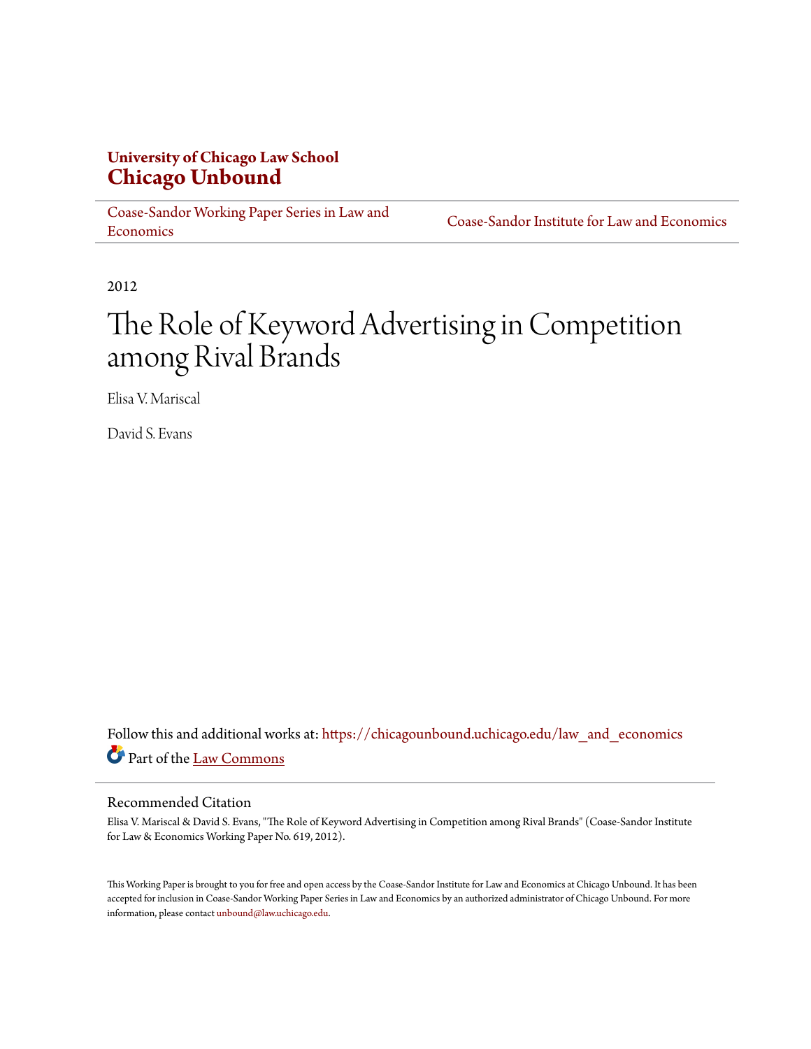**University of Chicago Law School**
**Chicago Unbound**

Coase-Sandor Working Paper Series in Law and Economics | Coase-Sandor Institute for Law and Economics

2012

# The Role of Keyword Advertising in Competition among Rival Brands

Elisa V. Mariscal

David S. Evans

Follow this and additional works at: https://chicagounbound.uchicago.edu/law_and_economics

Part of the Law Commons

## Recommended Citation

Elisa V. Mariscal & David S. Evans, "The Role of Keyword Advertising in Competition among Rival Brands" (Coase-Sandor Institute for Law & Economics Working Paper No. 619, 2012).

This Working Paper is brought to you for free and open access by the Coase-Sandor Institute for Law and Economics at Chicago Unbound. It has been accepted for inclusion in Coase-Sandor Working Paper Series in Law and Economics by an authorized administrator of Chicago Unbound. For more information, please contact unbound@law.uchicago.edu.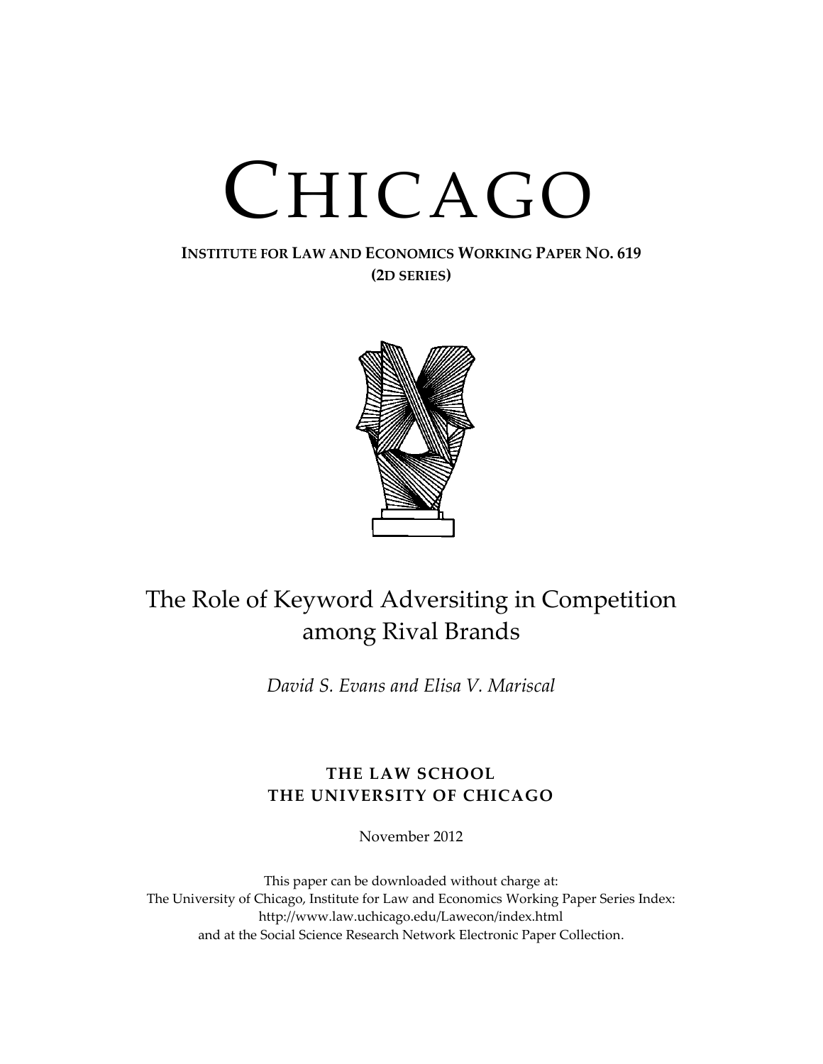# CHICAGO

**INSTITUTE FOR LAW AND ECONOMICS WORKING PAPER NO. 619**
**(2D SERIES)**

## The Role of Keyword Adversiting in Competition among Rival Brands

*David S. Evans and Elisa V. Mariscal*

**THE LAW SCHOOL**
**THE UNIVERSITY OF CHICAGO**

November 2012

This paper can be downloaded without charge at:
The University of Chicago, Institute for Law and Economics Working Paper Series Index:
http://www.law.uchicago.edu/Lawecon/index.html
and at the Social Science Research Network Electronic Paper Collection.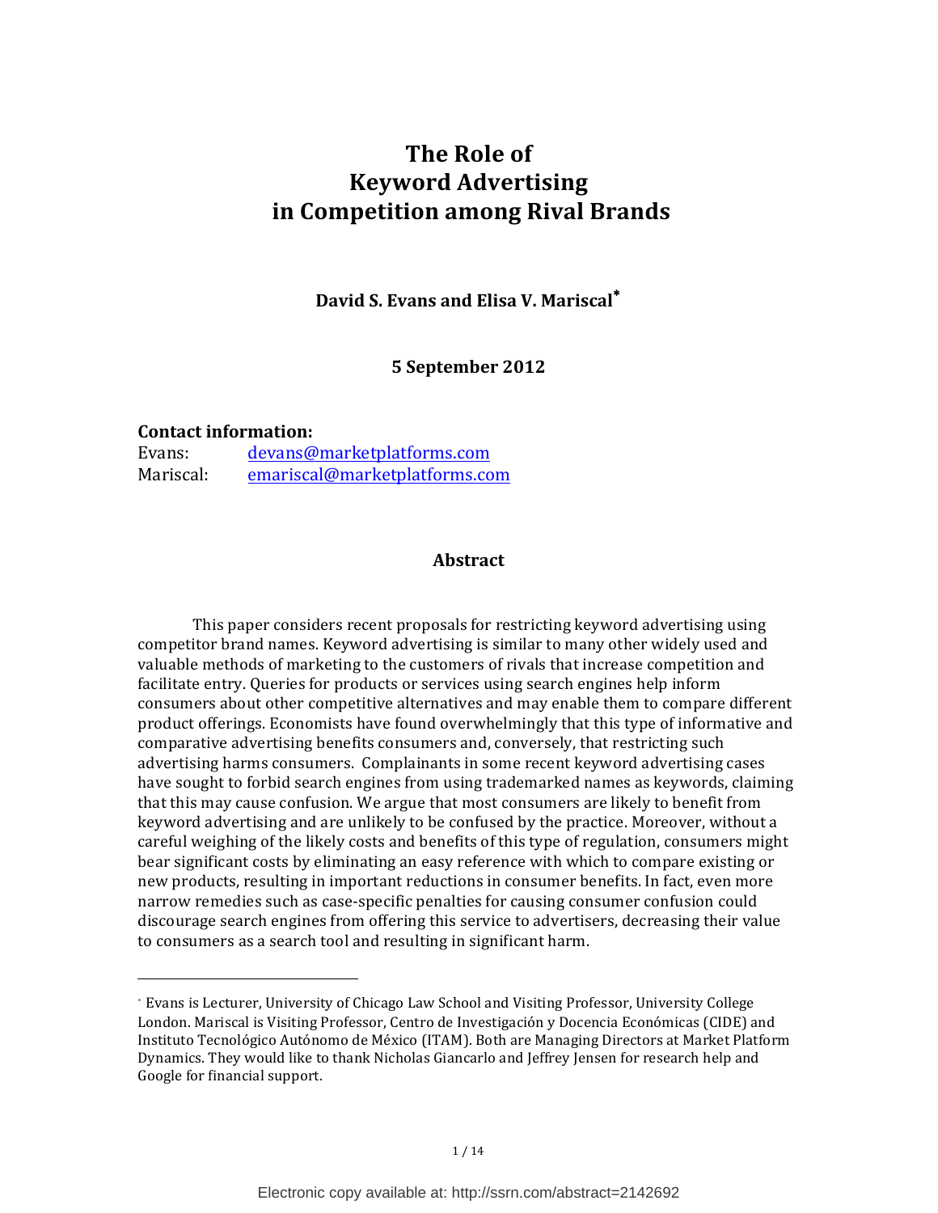# The Role of Keyword Advertising in Competition among Rival Brands

**David S. Evans and Elisa V. Mariscal***

**5 September 2012**

**Contact information:**

Evans: devans@marketplatforms.com
Mariscal: emariscal@marketplatforms.com

### Abstract

This paper considers recent proposals for restricting keyword advertising using competitor brand names. Keyword advertising is similar to many other widely used and valuable methods of marketing to the customers of rivals that increase competition and facilitate entry. Queries for products or services using search engines help inform consumers about other competitive alternatives and may enable them to compare different product offerings. Economists have found overwhelmingly that this type of informative and comparative advertising benefits consumers and, conversely, that restricting such advertising harms consumers. Complainants in some recent keyword advertising cases have sought to forbid search engines from using trademarked names as keywords, claiming that this may cause confusion. We argue that most consumers are likely to benefit from keyword advertising and are unlikely to be confused by the practice. Moreover, without a careful weighing of the likely costs and benefits of this type of regulation, consumers might bear significant costs by eliminating an easy reference with which to compare existing or new products, resulting in important reductions in consumer benefits. In fact, even more narrow remedies such as case-specific penalties for causing consumer confusion could discourage search engines from offering this service to advertisers, decreasing their value to consumers as a search tool and resulting in significant harm.

* Evans is Lecturer, University of Chicago Law School and Visiting Professor, University College London. Mariscal is Visiting Professor, Centro de Investigación y Docencia Económicas (CIDE) and Instituto Tecnológico Autónomo de México (ITAM). Both are Managing Directors at Market Platform Dynamics. They would like to thank Nicholas Giancarlo and Jeffrey Jensen for research help and Google for financial support.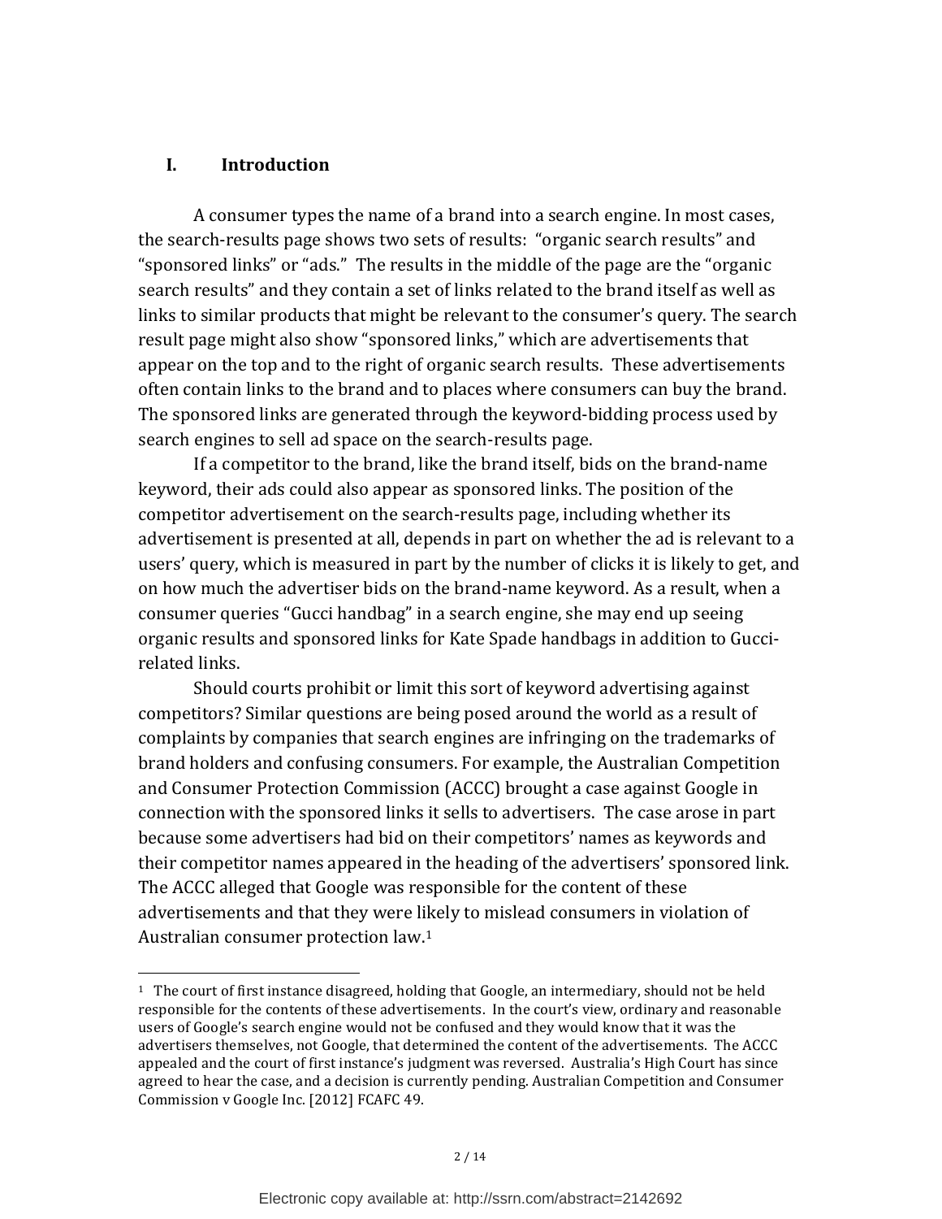## I. Introduction

A consumer types the name of a brand into a search engine. In most cases, the search-results page shows two sets of results: "organic search results" and "sponsored links" or "ads." The results in the middle of the page are the "organic search results" and they contain a set of links related to the brand itself as well as links to similar products that might be relevant to the consumer's query. The search result page might also show "sponsored links," which are advertisements that appear on the top and to the right of organic search results. These advertisements often contain links to the brand and to places where consumers can buy the brand. The sponsored links are generated through the keyword-bidding process used by search engines to sell ad space on the search-results page.

If a competitor to the brand, like the brand itself, bids on the brand-name keyword, their ads could also appear as sponsored links. The position of the competitor advertisement on the search-results page, including whether its advertisement is presented at all, depends in part on whether the ad is relevant to a users' query, which is measured in part by the number of clicks it is likely to get, and on how much the advertiser bids on the brand-name keyword. As a result, when a consumer queries "Gucci handbag" in a search engine, she may end up seeing organic results and sponsored links for Kate Spade handbags in addition to Gucci-related links.

Should courts prohibit or limit this sort of keyword advertising against competitors? Similar questions are being posed around the world as a result of complaints by companies that search engines are infringing on the trademarks of brand holders and confusing consumers. For example, the Australian Competition and Consumer Protection Commission (ACCC) brought a case against Google in connection with the sponsored links it sells to advertisers. The case arose in part because some advertisers had bid on their competitors' names as keywords and their competitor names appeared in the heading of the advertisers' sponsored link. The ACCC alleged that Google was responsible for the content of these advertisements and that they were likely to mislead consumers in violation of Australian consumer protection law.[1]

---

[1] The court of first instance disagreed, holding that Google, an intermediary, should not be held responsible for the contents of these advertisements. In the court's view, ordinary and reasonable users of Google's search engine would not be confused and they would know that it was the advertisers themselves, not Google, that determined the content of the advertisements. The ACCC appealed and the court of first instance's judgment was reversed. Australia's High Court has since agreed to hear the case, and a decision is currently pending. Australian Competition and Consumer Commission v Google Inc. [2012] FCAFC 49.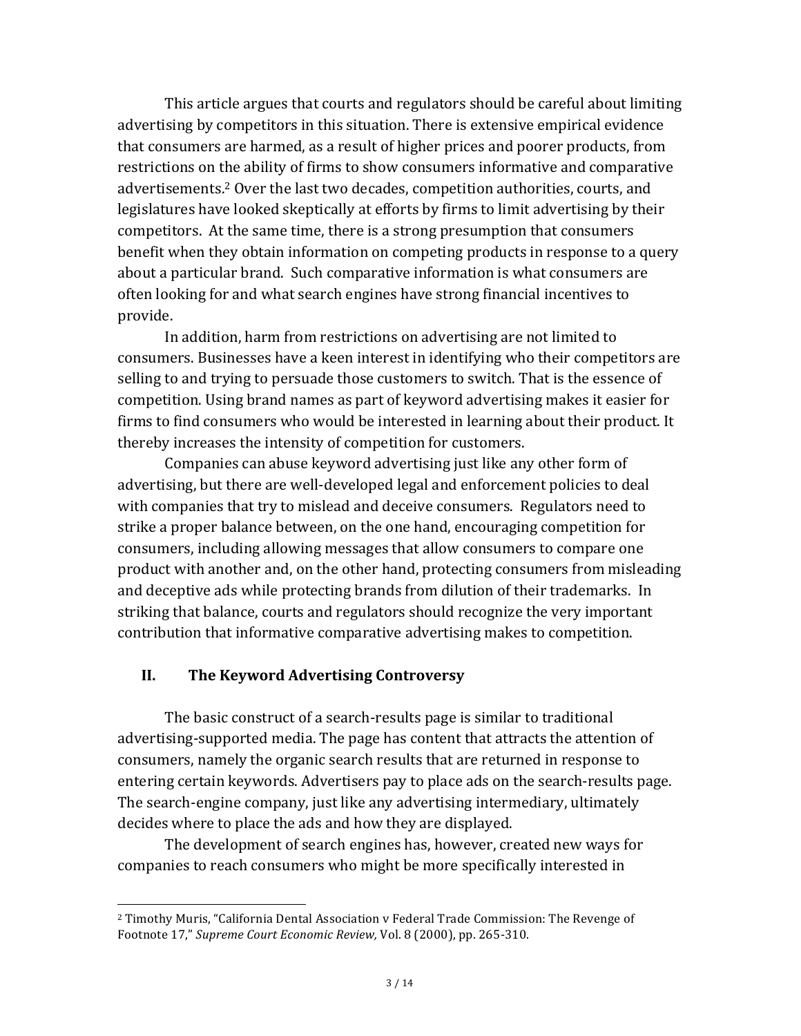This article argues that courts and regulators should be careful about limiting advertising by competitors in this situation. There is extensive empirical evidence that consumers are harmed, as a result of higher prices and poorer products, from restrictions on the ability of firms to show consumers informative and comparative advertisements.[2] Over the last two decades, competition authorities, courts, and legislatures have looked skeptically at efforts by firms to limit advertising by their competitors. At the same time, there is a strong presumption that consumers benefit when they obtain information on competing products in response to a query about a particular brand. Such comparative information is what consumers are often looking for and what search engines have strong financial incentives to provide.

In addition, harm from restrictions on advertising are not limited to consumers. Businesses have a keen interest in identifying who their competitors are selling to and trying to persuade those customers to switch. That is the essence of competition. Using brand names as part of keyword advertising makes it easier for firms to find consumers who would be interested in learning about their product. It thereby increases the intensity of competition for customers.

Companies can abuse keyword advertising just like any other form of advertising, but there are well-developed legal and enforcement policies to deal with companies that try to mislead and deceive consumers. Regulators need to strike a proper balance between, on the one hand, encouraging competition for consumers, including allowing messages that allow consumers to compare one product with another and, on the other hand, protecting consumers from misleading and deceptive ads while protecting brands from dilution of their trademarks. In striking that balance, courts and regulators should recognize the very important contribution that informative comparative advertising makes to competition.

## II. The Keyword Advertising Controversy

The basic construct of a search-results page is similar to traditional advertising-supported media. The page has content that attracts the attention of consumers, namely the organic search results that are returned in response to entering certain keywords. Advertisers pay to place ads on the search-results page. The search-engine company, just like any advertising intermediary, ultimately decides where to place the ads and how they are displayed.

The development of search engines has, however, created new ways for companies to reach consumers who might be more specifically interested in

---

[2] Timothy Muris, "California Dental Association v Federal Trade Commission: The Revenge of Footnote 17," *Supreme Court Economic Review,* Vol. 8 (2000), pp. 265-310.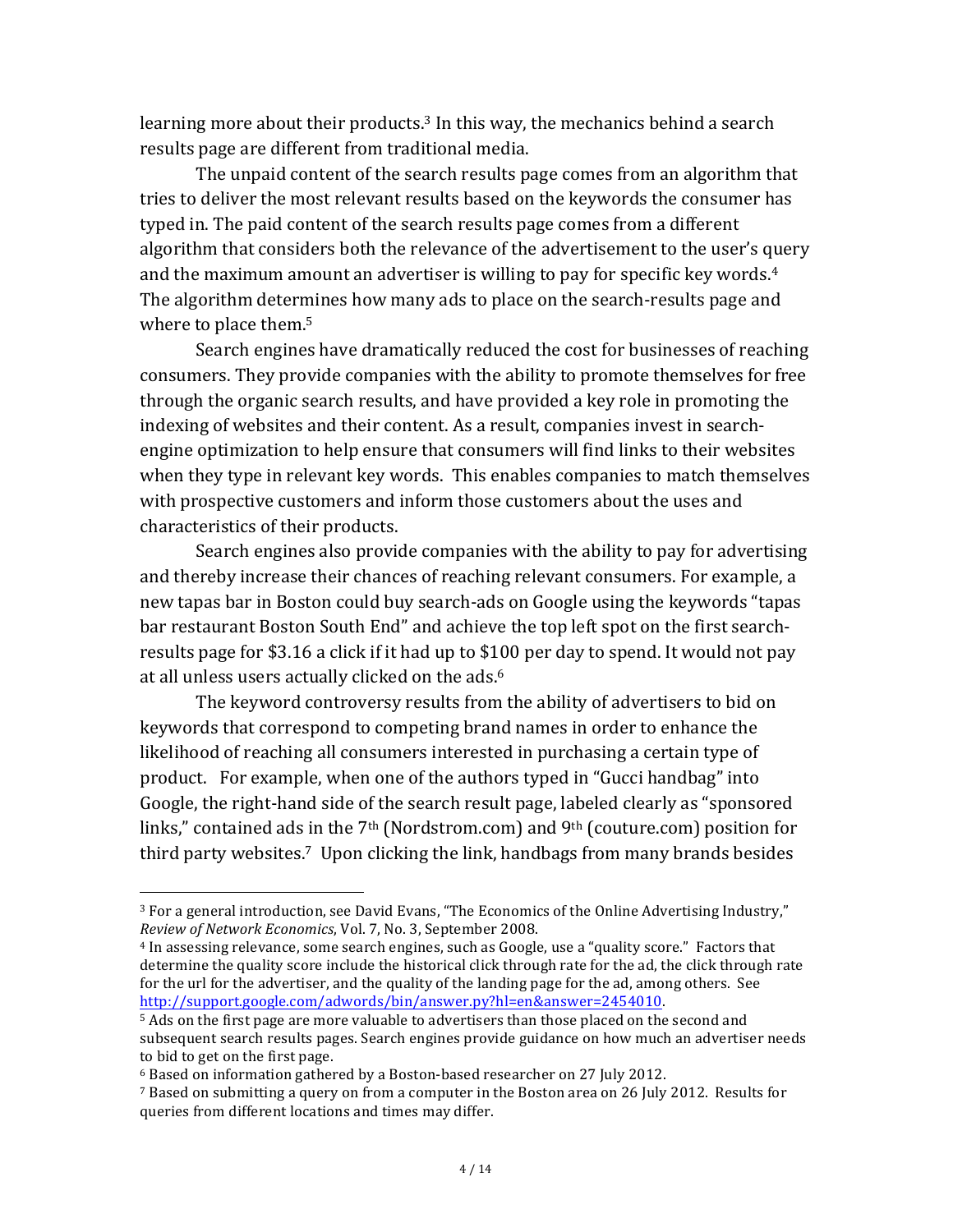learning more about their products.[3] In this way, the mechanics behind a search results page are different from traditional media.

The unpaid content of the search results page comes from an algorithm that tries to deliver the most relevant results based on the keywords the consumer has typed in. The paid content of the search results page comes from a different algorithm that considers both the relevance of the advertisement to the user's query and the maximum amount an advertiser is willing to pay for specific key words.[4] The algorithm determines how many ads to place on the search-results page and where to place them.[5]

Search engines have dramatically reduced the cost for businesses of reaching consumers. They provide companies with the ability to promote themselves for free through the organic search results, and have provided a key role in promoting the indexing of websites and their content. As a result, companies invest in search-engine optimization to help ensure that consumers will find links to their websites when they type in relevant key words. This enables companies to match themselves with prospective customers and inform those customers about the uses and characteristics of their products.

Search engines also provide companies with the ability to pay for advertising and thereby increase their chances of reaching relevant consumers. For example, a new tapas bar in Boston could buy search-ads on Google using the keywords "tapas bar restaurant Boston South End" and achieve the top left spot on the first search-results page for $3.16 a click if it had up to $100 per day to spend. It would not pay at all unless users actually clicked on the ads.[6]

The keyword controversy results from the ability of advertisers to bid on keywords that correspond to competing brand names in order to enhance the likelihood of reaching all consumers interested in purchasing a certain type of product. For example, when one of the authors typed in "Gucci handbag" into Google, the right-hand side of the search result page, labeled clearly as "sponsored links," contained ads in the 7th (Nordstrom.com) and 9th (couture.com) position for third party websites.[7] Upon clicking the link, handbags from many brands besides

---

[3] For a general introduction, see David Evans, "The Economics of the Online Advertising Industry," *Review of Network Economics*, Vol. 7, No. 3, September 2008.

[4] In assessing relevance, some search engines, such as Google, use a "quality score." Factors that determine the quality score include the historical click through rate for the ad, the click through rate for the url for the advertiser, and the quality of the landing page for the ad, among others. See http://support.google.com/adwords/bin/answer.py?hl=en&answer=2454010.

[5] Ads on the first page are more valuable to advertisers than those placed on the second and subsequent search results pages. Search engines provide guidance on how much an advertiser needs to bid to get on the first page.

[6] Based on information gathered by a Boston-based researcher on 27 July 2012.

[7] Based on submitting a query on from a computer in the Boston area on 26 July 2012. Results for queries from different locations and times may differ.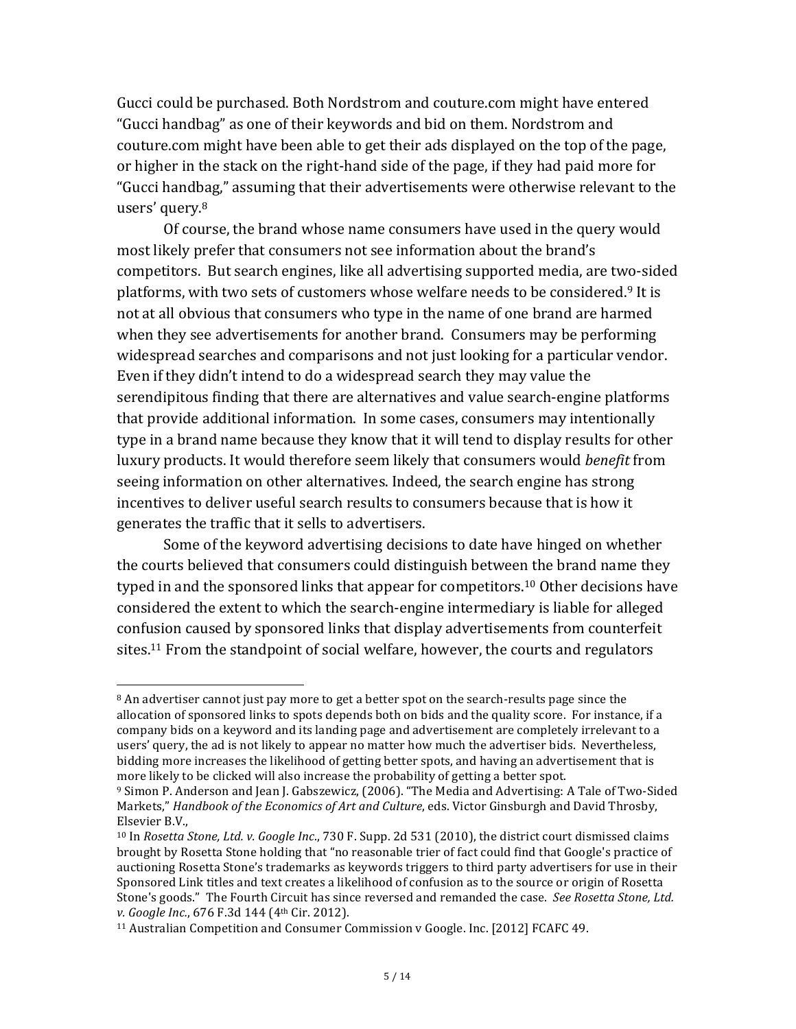Gucci could be purchased. Both Nordstrom and couture.com might have entered "Gucci handbag" as one of their keywords and bid on them. Nordstrom and couture.com might have been able to get their ads displayed on the top of the page, or higher in the stack on the right-hand side of the page, if they had paid more for "Gucci handbag," assuming that their advertisements were otherwise relevant to the users' query.[8]

Of course, the brand whose name consumers have used in the query would most likely prefer that consumers not see information about the brand's competitors. But search engines, like all advertising supported media, are two-sided platforms, with two sets of customers whose welfare needs to be considered.[9] It is not at all obvious that consumers who type in the name of one brand are harmed when they see advertisements for another brand. Consumers may be performing widespread searches and comparisons and not just looking for a particular vendor. Even if they didn't intend to do a widespread search they may value the serendipitous finding that there are alternatives and value search-engine platforms that provide additional information. In some cases, consumers may intentionally type in a brand name because they know that it will tend to display results for other luxury products. It would therefore seem likely that consumers would *benefit* from seeing information on other alternatives. Indeed, the search engine has strong incentives to deliver useful search results to consumers because that is how it generates the traffic that it sells to advertisers.

Some of the keyword advertising decisions to date have hinged on whether the courts believed that consumers could distinguish between the brand name they typed in and the sponsored links that appear for competitors.[10] Other decisions have considered the extent to which the search-engine intermediary is liable for alleged confusion caused by sponsored links that display advertisements from counterfeit sites.[11] From the standpoint of social welfare, however, the courts and regulators

---

[8] An advertiser cannot just pay more to get a better spot on the search-results page since the allocation of sponsored links to spots depends both on bids and the quality score. For instance, if a company bids on a keyword and its landing page and advertisement are completely irrelevant to a users' query, the ad is not likely to appear no matter how much the advertiser bids. Nevertheless, bidding more increases the likelihood of getting better spots, and having an advertisement that is more likely to be clicked will also increase the probability of getting a better spot.

[9] Simon P. Anderson and Jean J. Gabszewicz, (2006). "The Media and Advertising: A Tale of Two-Sided Markets," *Handbook of the Economics of Art and Culture*, eds. Victor Ginsburgh and David Throsby, Elsevier B.V.,

[10] In *Rosetta Stone, Ltd. v. Google Inc*., 730 F. Supp. 2d 531 (2010), the district court dismissed claims brought by Rosetta Stone holding that "no reasonable trier of fact could find that Google's practice of auctioning Rosetta Stone's trademarks as keywords triggers to third party advertisers for use in their Sponsored Link titles and text creates a likelihood of confusion as to the source or origin of Rosetta Stone's goods." The Fourth Circuit has since reversed and remanded the case. *See Rosetta Stone, Ltd. v. Google Inc*., 676 F.3d 144 (4th Cir. 2012).

[11] Australian Competition and Consumer Commission v Google. Inc. [2012] FCAFC 49.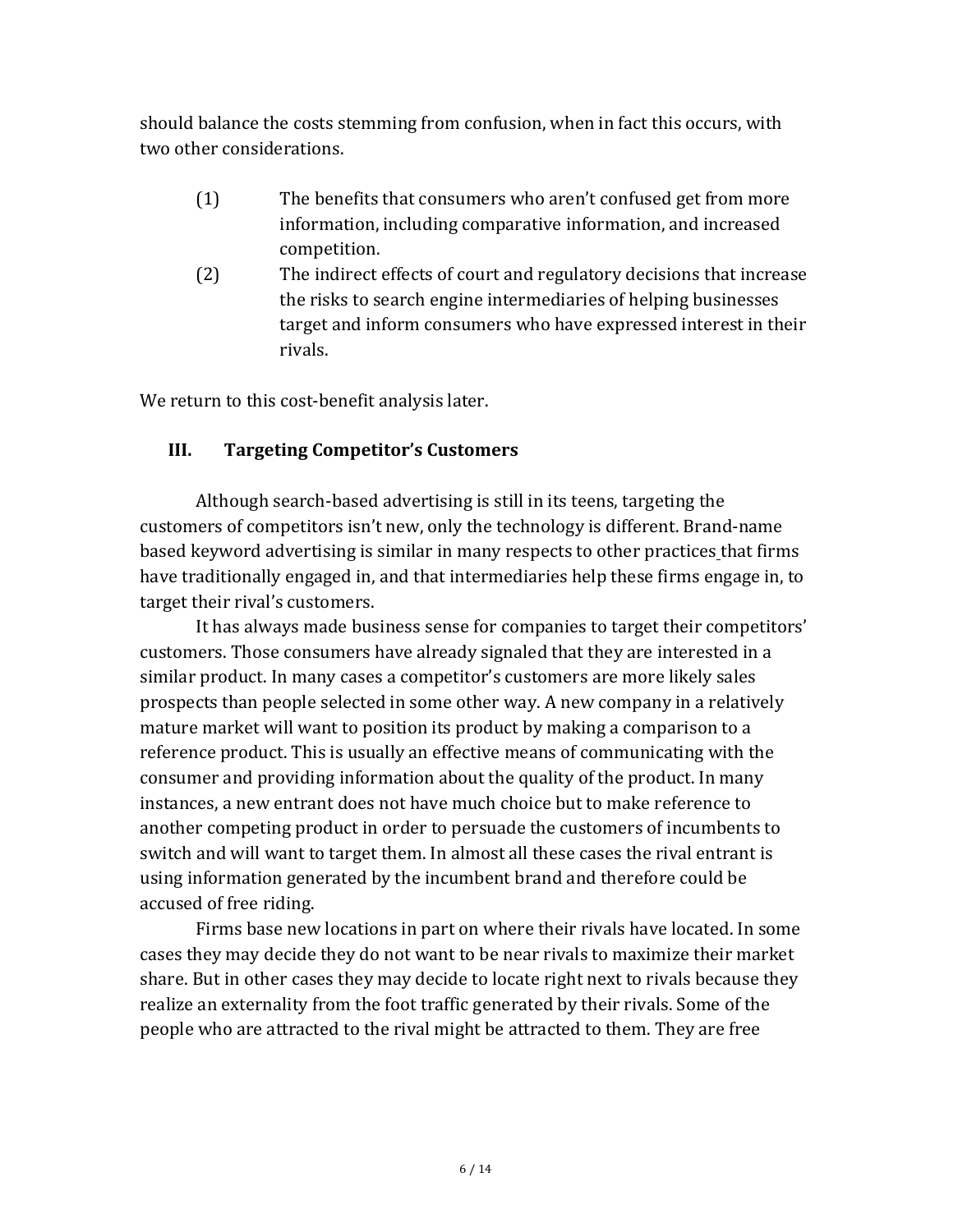should balance the costs stemming from confusion, when in fact this occurs, with two other considerations.

(1) The benefits that consumers who aren't confused get from more information, including comparative information, and increased competition.

(2) The indirect effects of court and regulatory decisions that increase the risks to search engine intermediaries of helping businesses target and inform consumers who have expressed interest in their rivals.

We return to this cost-benefit analysis later.

## III. Targeting Competitor's Customers

Although search-based advertising is still in its teens, targeting the customers of competitors isn't new, only the technology is different. Brand-name based keyword advertising is similar in many respects to other practices that firms have traditionally engaged in, and that intermediaries help these firms engage in, to target their rival's customers.

It has always made business sense for companies to target their competitors' customers. Those consumers have already signaled that they are interested in a similar product. In many cases a competitor's customers are more likely sales prospects than people selected in some other way. A new company in a relatively mature market will want to position its product by making a comparison to a reference product. This is usually an effective means of communicating with the consumer and providing information about the quality of the product. In many instances, a new entrant does not have much choice but to make reference to another competing product in order to persuade the customers of incumbents to switch and will want to target them. In almost all these cases the rival entrant is using information generated by the incumbent brand and therefore could be accused of free riding.

Firms base new locations in part on where their rivals have located. In some cases they may decide they do not want to be near rivals to maximize their market share. But in other cases they may decide to locate right next to rivals because they realize an externality from the foot traffic generated by their rivals. Some of the people who are attracted to the rival might be attracted to them. They are free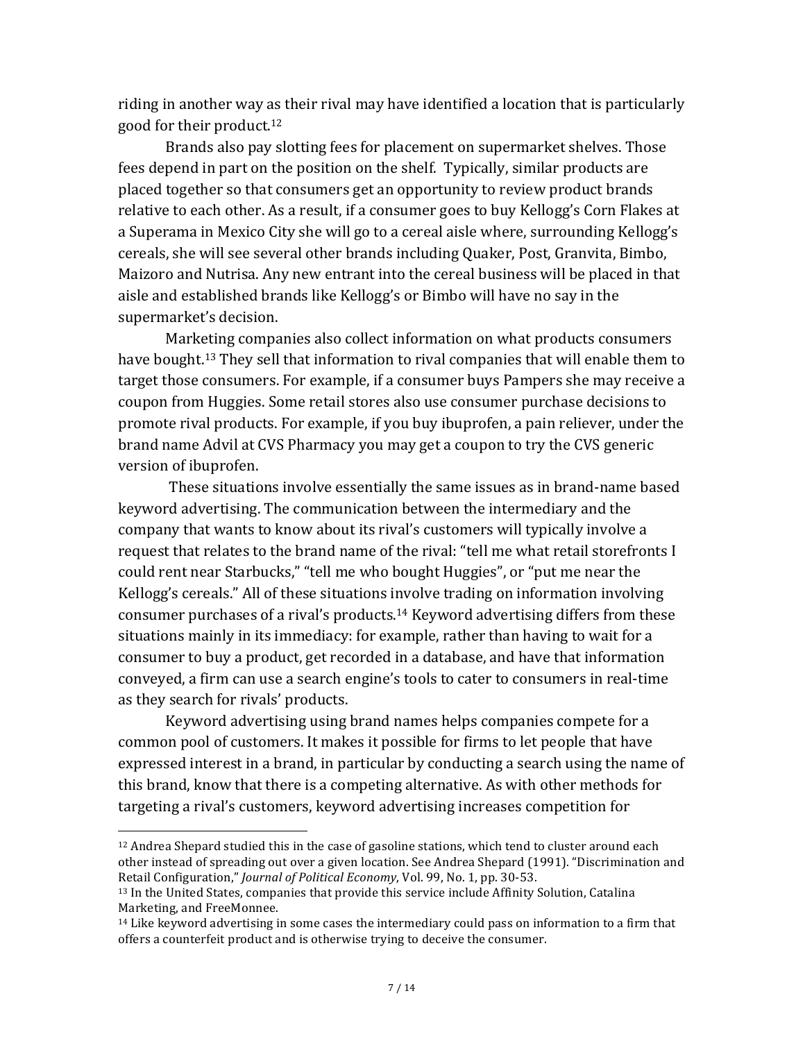riding in another way as their rival may have identified a location that is particularly good for their product.[12]

Brands also pay slotting fees for placement on supermarket shelves. Those fees depend in part on the position on the shelf. Typically, similar products are placed together so that consumers get an opportunity to review product brands relative to each other. As a result, if a consumer goes to buy Kellogg's Corn Flakes at a Superama in Mexico City she will go to a cereal aisle where, surrounding Kellogg's cereals, she will see several other brands including Quaker, Post, Granvita, Bimbo, Maizoro and Nutrisa. Any new entrant into the cereal business will be placed in that aisle and established brands like Kellogg's or Bimbo will have no say in the supermarket's decision.

Marketing companies also collect information on what products consumers have bought.[13] They sell that information to rival companies that will enable them to target those consumers. For example, if a consumer buys Pampers she may receive a coupon from Huggies. Some retail stores also use consumer purchase decisions to promote rival products. For example, if you buy ibuprofen, a pain reliever, under the brand name Advil at CVS Pharmacy you may get a coupon to try the CVS generic version of ibuprofen.

These situations involve essentially the same issues as in brand-name based keyword advertising. The communication between the intermediary and the company that wants to know about its rival's customers will typically involve a request that relates to the brand name of the rival: "tell me what retail storefronts I could rent near Starbucks," "tell me who bought Huggies", or "put me near the Kellogg's cereals." All of these situations involve trading on information involving consumer purchases of a rival's products.[14] Keyword advertising differs from these situations mainly in its immediacy: for example, rather than having to wait for a consumer to buy a product, get recorded in a database, and have that information conveyed, a firm can use a search engine's tools to cater to consumers in real-time as they search for rivals' products.

Keyword advertising using brand names helps companies compete for a common pool of customers. It makes it possible for firms to let people that have expressed interest in a brand, in particular by conducting a search using the name of this brand, know that there is a competing alternative. As with other methods for targeting a rival's customers, keyword advertising increases competition for

---

[12] Andrea Shepard studied this in the case of gasoline stations, which tend to cluster around each other instead of spreading out over a given location. See Andrea Shepard (1991). "Discrimination and Retail Configuration," *Journal of Political Economy*, Vol. 99, No. 1, pp. 30-53.

[13] In the United States, companies that provide this service include Affinity Solution, Catalina Marketing, and FreeMonnee.

[14] Like keyword advertising in some cases the intermediary could pass on information to a firm that offers a counterfeit product and is otherwise trying to deceive the consumer.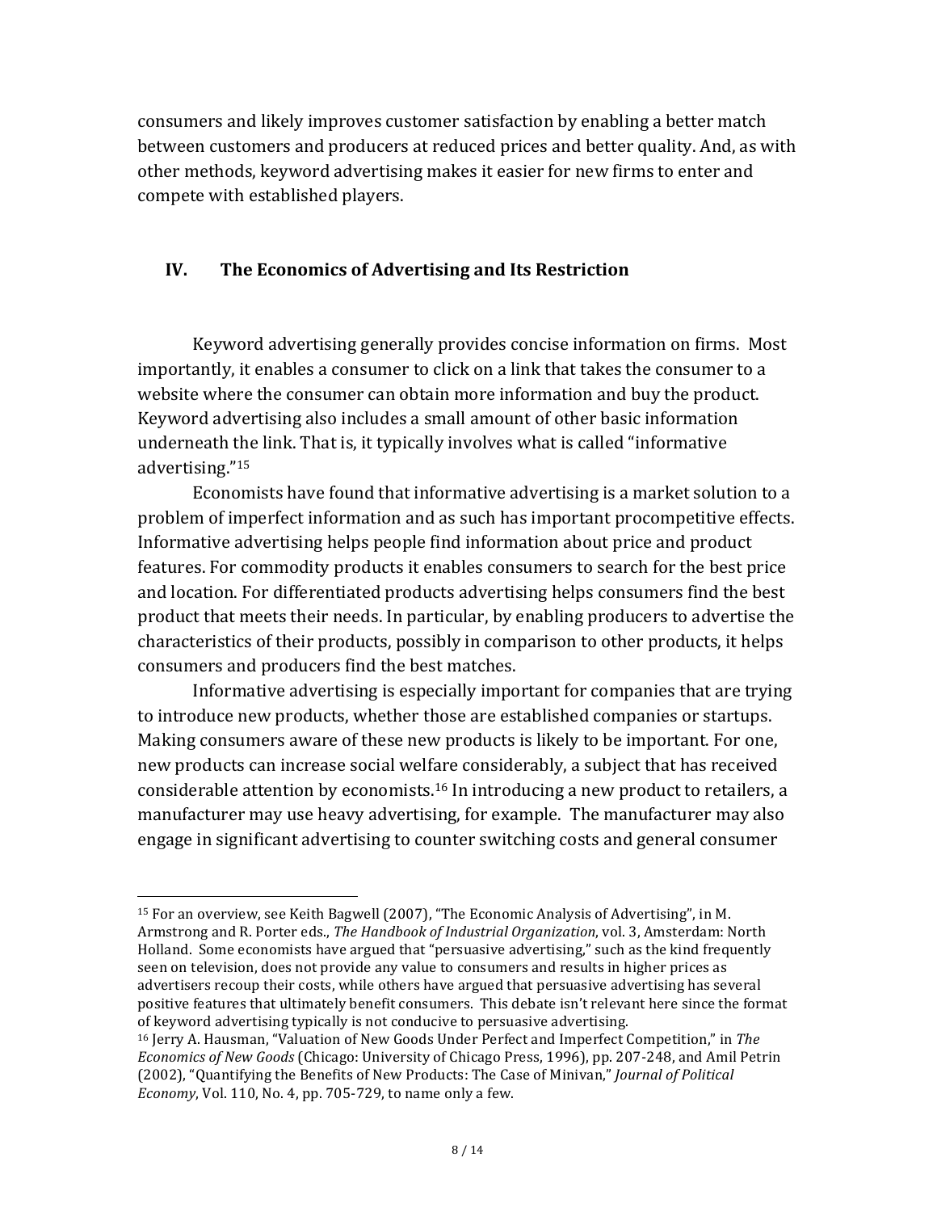consumers and likely improves customer satisfaction by enabling a better match between customers and producers at reduced prices and better quality. And, as with other methods, keyword advertising makes it easier for new firms to enter and compete with established players.

## IV. The Economics of Advertising and Its Restriction

Keyword advertising generally provides concise information on firms. Most importantly, it enables a consumer to click on a link that takes the consumer to a website where the consumer can obtain more information and buy the product. Keyword advertising also includes a small amount of other basic information underneath the link. That is, it typically involves what is called "informative advertising."[15]

Economists have found that informative advertising is a market solution to a problem of imperfect information and as such has important procompetitive effects. Informative advertising helps people find information about price and product features. For commodity products it enables consumers to search for the best price and location. For differentiated products advertising helps consumers find the best product that meets their needs. In particular, by enabling producers to advertise the characteristics of their products, possibly in comparison to other products, it helps consumers and producers find the best matches.

Informative advertising is especially important for companies that are trying to introduce new products, whether those are established companies or startups. Making consumers aware of these new products is likely to be important. For one, new products can increase social welfare considerably, a subject that has received considerable attention by economists.[16] In introducing a new product to retailers, a manufacturer may use heavy advertising, for example. The manufacturer may also engage in significant advertising to counter switching costs and general consumer

---

[15] For an overview, see Keith Bagwell (2007), "The Economic Analysis of Advertising", in M. Armstrong and R. Porter eds., *The Handbook of Industrial Organization*, vol. 3, Amsterdam: North Holland. Some economists have argued that "persuasive advertising," such as the kind frequently seen on television, does not provide any value to consumers and results in higher prices as advertisers recoup their costs, while others have argued that persuasive advertising has several positive features that ultimately benefit consumers. This debate isn't relevant here since the format of keyword advertising typically is not conducive to persuasive advertising.

[16] Jerry A. Hausman, "Valuation of New Goods Under Perfect and Imperfect Competition," in *The Economics of New Goods* (Chicago: University of Chicago Press, 1996), pp. 207-248, and Amil Petrin (2002), "Quantifying the Benefits of New Products: The Case of Minivan," *Journal of Political Economy*, Vol. 110, No. 4, pp. 705-729, to name only a few.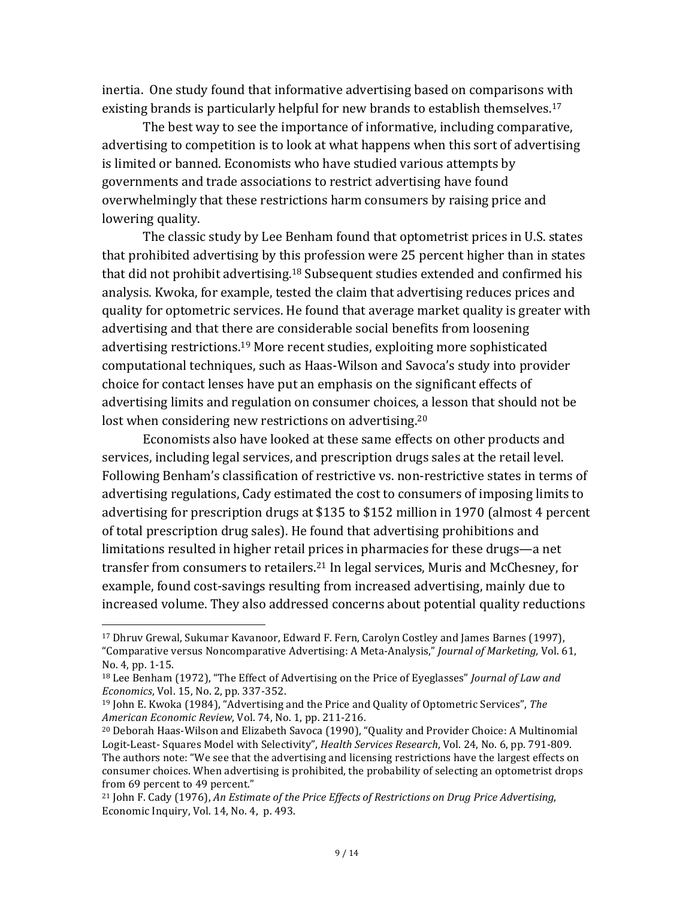inertia. One study found that informative advertising based on comparisons with existing brands is particularly helpful for new brands to establish themselves.[17]

The best way to see the importance of informative, including comparative, advertising to competition is to look at what happens when this sort of advertising is limited or banned. Economists who have studied various attempts by governments and trade associations to restrict advertising have found overwhelmingly that these restrictions harm consumers by raising price and lowering quality.

The classic study by Lee Benham found that optometrist prices in U.S. states that prohibited advertising by this profession were 25 percent higher than in states that did not prohibit advertising.[18] Subsequent studies extended and confirmed his analysis. Kwoka, for example, tested the claim that advertising reduces prices and quality for optometric services. He found that average market quality is greater with advertising and that there are considerable social benefits from loosening advertising restrictions.[19] More recent studies, exploiting more sophisticated computational techniques, such as Haas-Wilson and Savoca's study into provider choice for contact lenses have put an emphasis on the significant effects of advertising limits and regulation on consumer choices, a lesson that should not be lost when considering new restrictions on advertising.[20]

Economists also have looked at these same effects on other products and services, including legal services, and prescription drugs sales at the retail level. Following Benham's classification of restrictive vs. non-restrictive states in terms of advertising regulations, Cady estimated the cost to consumers of imposing limits to advertising for prescription drugs at $135 to $152 million in 1970 (almost 4 percent of total prescription drug sales). He found that advertising prohibitions and limitations resulted in higher retail prices in pharmacies for these drugs—a net transfer from consumers to retailers.[21] In legal services, Muris and McChesney, for example, found cost-savings resulting from increased advertising, mainly due to increased volume. They also addressed concerns about potential quality reductions

---

[17] Dhruv Grewal, Sukumar Kavanoor, Edward F. Fern, Carolyn Costley and James Barnes (1997), "Comparative versus Noncomparative Advertising: A Meta-Analysis," *Journal of Marketing,* Vol. 61, No. 4, pp. 1-15.

[18] Lee Benham (1972), "The Effect of Advertising on the Price of Eyeglasses" *Journal of Law and Economics*, Vol. 15, No. 2, pp. 337-352.

[19] John E. Kwoka (1984), "Advertising and the Price and Quality of Optometric Services", *The American Economic Review*, Vol. 74, No. 1, pp. 211-216.

[20] Deborah Haas-Wilson and Elizabeth Savoca (1990), "Quality and Provider Choice: A Multinomial Logit-Least- Squares Model with Selectivity", *Health Services Research*, Vol. 24, No. 6, pp. 791-809. The authors note: "We see that the advertising and licensing restrictions have the largest effects on consumer choices. When advertising is prohibited, the probability of selecting an optometrist drops from 69 percent to 49 percent."

[21] John F. Cady (1976), *An Estimate of the Price Effects of Restrictions on Drug Price Advertising*, Economic Inquiry, Vol. 14, No. 4, p. 493.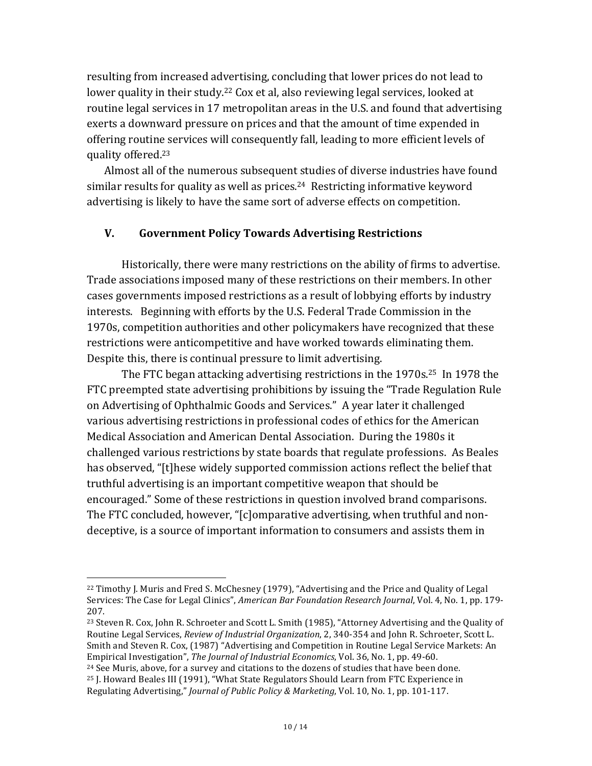resulting from increased advertising, concluding that lower prices do not lead to lower quality in their study.[22] Cox et al, also reviewing legal services, looked at routine legal services in 17 metropolitan areas in the U.S. and found that advertising exerts a downward pressure on prices and that the amount of time expended in offering routine services will consequently fall, leading to more efficient levels of quality offered.[23]

Almost all of the numerous subsequent studies of diverse industries have found similar results for quality as well as prices.[24] Restricting informative keyword advertising is likely to have the same sort of adverse effects on competition.

## V. Government Policy Towards Advertising Restrictions

Historically, there were many restrictions on the ability of firms to advertise. Trade associations imposed many of these restrictions on their members. In other cases governments imposed restrictions as a result of lobbying efforts by industry interests. Beginning with efforts by the U.S. Federal Trade Commission in the 1970s, competition authorities and other policymakers have recognized that these restrictions were anticompetitive and have worked towards eliminating them. Despite this, there is continual pressure to limit advertising.

The FTC began attacking advertising restrictions in the 1970s.[25] In 1978 the FTC preempted state advertising prohibitions by issuing the "Trade Regulation Rule on Advertising of Ophthalmic Goods and Services." A year later it challenged various advertising restrictions in professional codes of ethics for the American Medical Association and American Dental Association. During the 1980s it challenged various restrictions by state boards that regulate professions. As Beales has observed, "[t]hese widely supported commission actions reflect the belief that truthful advertising is an important competitive weapon that should be encouraged." Some of these restrictions in question involved brand comparisons. The FTC concluded, however, "[c]omparative advertising, when truthful and non-deceptive, is a source of important information to consumers and assists them in

---

[22] Timothy J. Muris and Fred S. McChesney (1979), "Advertising and the Price and Quality of Legal Services: The Case for Legal Clinics", *American Bar Foundation Research Journal*, Vol. 4, No. 1, pp. 179-207.

[23] Steven R. Cox, John R. Schroeter and Scott L. Smith (1985), "Attorney Advertising and the Quality of Routine Legal Services, *Review of Industrial Organization*, 2, 340-354 and John R. Schroeter, Scott L. Smith and Steven R. Cox, (1987) "Advertising and Competition in Routine Legal Service Markets: An Empirical Investigation", *The Journal of Industrial Economics*, Vol. 36, No. 1, pp. 49-60.

[24] See Muris, above, for a survey and citations to the dozens of studies that have been done.

[25] J. Howard Beales III (1991), "What State Regulators Should Learn from FTC Experience in Regulating Advertising," *Journal of Public Policy & Marketing*, Vol. 10, No. 1, pp. 101-117.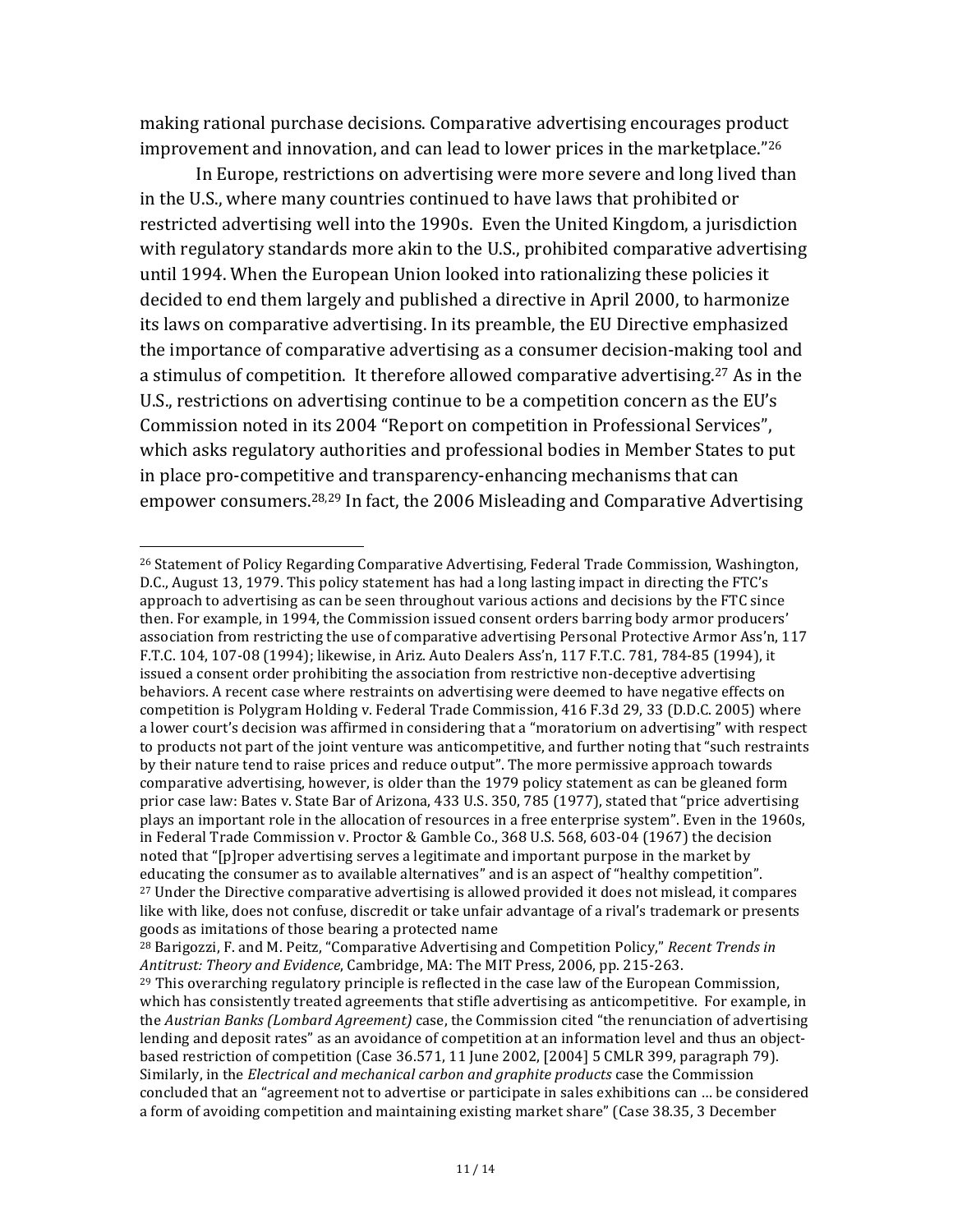making rational purchase decisions. Comparative advertising encourages product improvement and innovation, and can lead to lower prices in the marketplace."[26]

In Europe, restrictions on advertising were more severe and long lived than in the U.S., where many countries continued to have laws that prohibited or restricted advertising well into the 1990s. Even the United Kingdom, a jurisdiction with regulatory standards more akin to the U.S., prohibited comparative advertising until 1994. When the European Union looked into rationalizing these policies it decided to end them largely and published a directive in April 2000, to harmonize its laws on comparative advertising. In its preamble, the EU Directive emphasized the importance of comparative advertising as a consumer decision-making tool and a stimulus of competition. It therefore allowed comparative advertising.[27] As in the U.S., restrictions on advertising continue to be a competition concern as the EU's Commission noted in its 2004 "Report on competition in Professional Services", which asks regulatory authorities and professional bodies in Member States to put in place pro-competitive and transparency-enhancing mechanisms that can empower consumers.[28,29] In fact, the 2006 Misleading and Comparative Advertising

---

[26] Statement of Policy Regarding Comparative Advertising, Federal Trade Commission, Washington, D.C., August 13, 1979. This policy statement has had a long lasting impact in directing the FTC's approach to advertising as can be seen throughout various actions and decisions by the FTC since then. For example, in 1994, the Commission issued consent orders barring body armor producers' association from restricting the use of comparative advertising Personal Protective Armor Ass'n, 117 F.T.C. 104, 107-08 (1994); likewise, in Ariz. Auto Dealers Ass'n, 117 F.T.C. 781, 784-85 (1994), it issued a consent order prohibiting the association from restrictive non-deceptive advertising behaviors. A recent case where restraints on advertising were deemed to have negative effects on competition is Polygram Holding v. Federal Trade Commission, 416 F.3d 29, 33 (D.D.C. 2005) where a lower court's decision was affirmed in considering that a "moratorium on advertising" with respect to products not part of the joint venture was anticompetitive, and further noting that "such restraints by their nature tend to raise prices and reduce output". The more permissive approach towards comparative advertising, however, is older than the 1979 policy statement as can be gleaned form prior case law: Bates v. State Bar of Arizona, 433 U.S. 350, 785 (1977), stated that "price advertising plays an important role in the allocation of resources in a free enterprise system". Even in the 1960s, in Federal Trade Commission v. Proctor & Gamble Co., 368 U.S. 568, 603-04 (1967) the decision noted that "[p]roper advertising serves a legitimate and important purpose in the market by educating the consumer as to available alternatives" and is an aspect of "healthy competition".

[27] Under the Directive comparative advertising is allowed provided it does not mislead, it compares like with like, does not confuse, discredit or take unfair advantage of a rival's trademark or presents goods as imitations of those bearing a protected name

[28] Barigozzi, F. and M. Peitz, "Comparative Advertising and Competition Policy," *Recent Trends in Antitrust: Theory and Evidence*, Cambridge, MA: The MIT Press, 2006, pp. 215-263.

[29] This overarching regulatory principle is reflected in the case law of the European Commission, which has consistently treated agreements that stifle advertising as anticompetitive. For example, in the *Austrian Banks (Lombard Agreement)* case, the Commission cited "the renunciation of advertising lending and deposit rates" as an avoidance of competition at an information level and thus an object-based restriction of competition (Case 36.571, 11 June 2002, [2004] 5 CMLR 399, paragraph 79). Similarly, in the *Electrical and mechanical carbon and graphite products* case the Commission concluded that an "agreement not to advertise or participate in sales exhibitions can … be considered a form of avoiding competition and maintaining existing market share" (Case 38.35, 3 December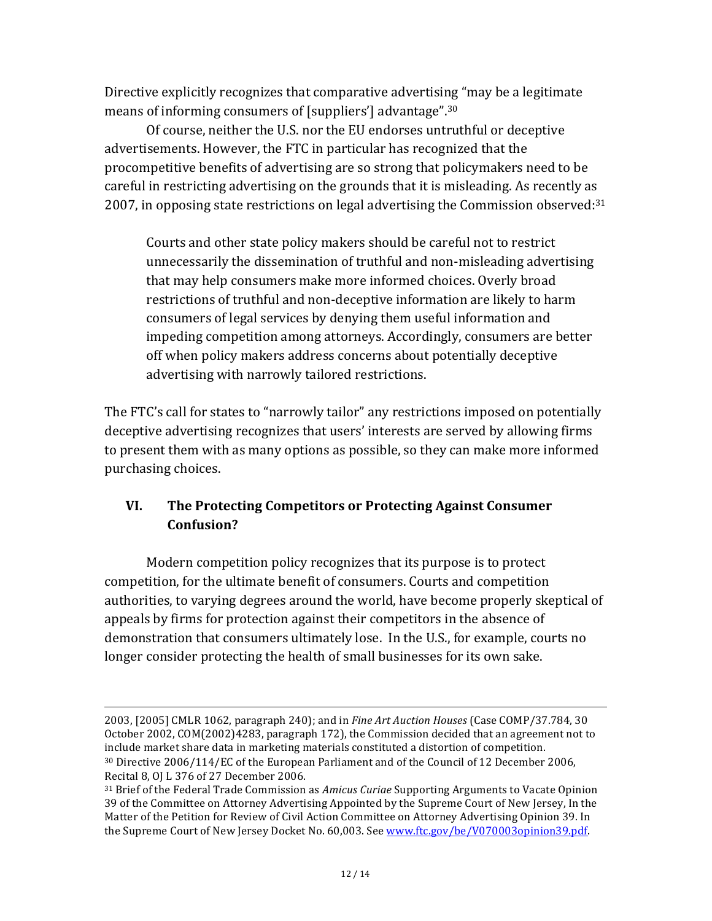Directive explicitly recognizes that comparative advertising "may be a legitimate means of informing consumers of [suppliers'] advantage".[30]

Of course, neither the U.S. nor the EU endorses untruthful or deceptive advertisements. However, the FTC in particular has recognized that the procompetitive benefits of advertising are so strong that policymakers need to be careful in restricting advertising on the grounds that it is misleading. As recently as 2007, in opposing state restrictions on legal advertising the Commission observed:[31]

> Courts and other state policy makers should be careful not to restrict unnecessarily the dissemination of truthful and non-misleading advertising that may help consumers make more informed choices. Overly broad restrictions of truthful and non-deceptive information are likely to harm consumers of legal services by denying them useful information and impeding competition among attorneys. Accordingly, consumers are better off when policy makers address concerns about potentially deceptive advertising with narrowly tailored restrictions.

The FTC's call for states to "narrowly tailor" any restrictions imposed on potentially deceptive advertising recognizes that users' interests are served by allowing firms to present them with as many options as possible, so they can make more informed purchasing choices.

## VI. The Protecting Competitors or Protecting Against Consumer Confusion?

Modern competition policy recognizes that its purpose is to protect competition, for the ultimate benefit of consumers. Courts and competition authorities, to varying degrees around the world, have become properly skeptical of appeals by firms for protection against their competitors in the absence of demonstration that consumers ultimately lose. In the U.S., for example, courts no longer consider protecting the health of small businesses for its own sake.

---

2003, [2005] CMLR 1062, paragraph 240); and in *Fine Art Auction Houses* (Case COMP/37.784, 30 October 2002, COM(2002)4283, paragraph 172), the Commission decided that an agreement not to include market share data in marketing materials constituted a distortion of competition.

[30] Directive 2006/114/EC of the European Parliament and of the Council of 12 December 2006, Recital 8, OJ L 376 of 27 December 2006.

[31] Brief of the Federal Trade Commission as *Amicus Curiae* Supporting Arguments to Vacate Opinion 39 of the Committee on Attorney Advertising Appointed by the Supreme Court of New Jersey, In the Matter of the Petition for Review of Civil Action Committee on Attorney Advertising Opinion 39. In the Supreme Court of New Jersey Docket No. 60,003. See www.ftc.gov/be/V070003opinion39.pdf.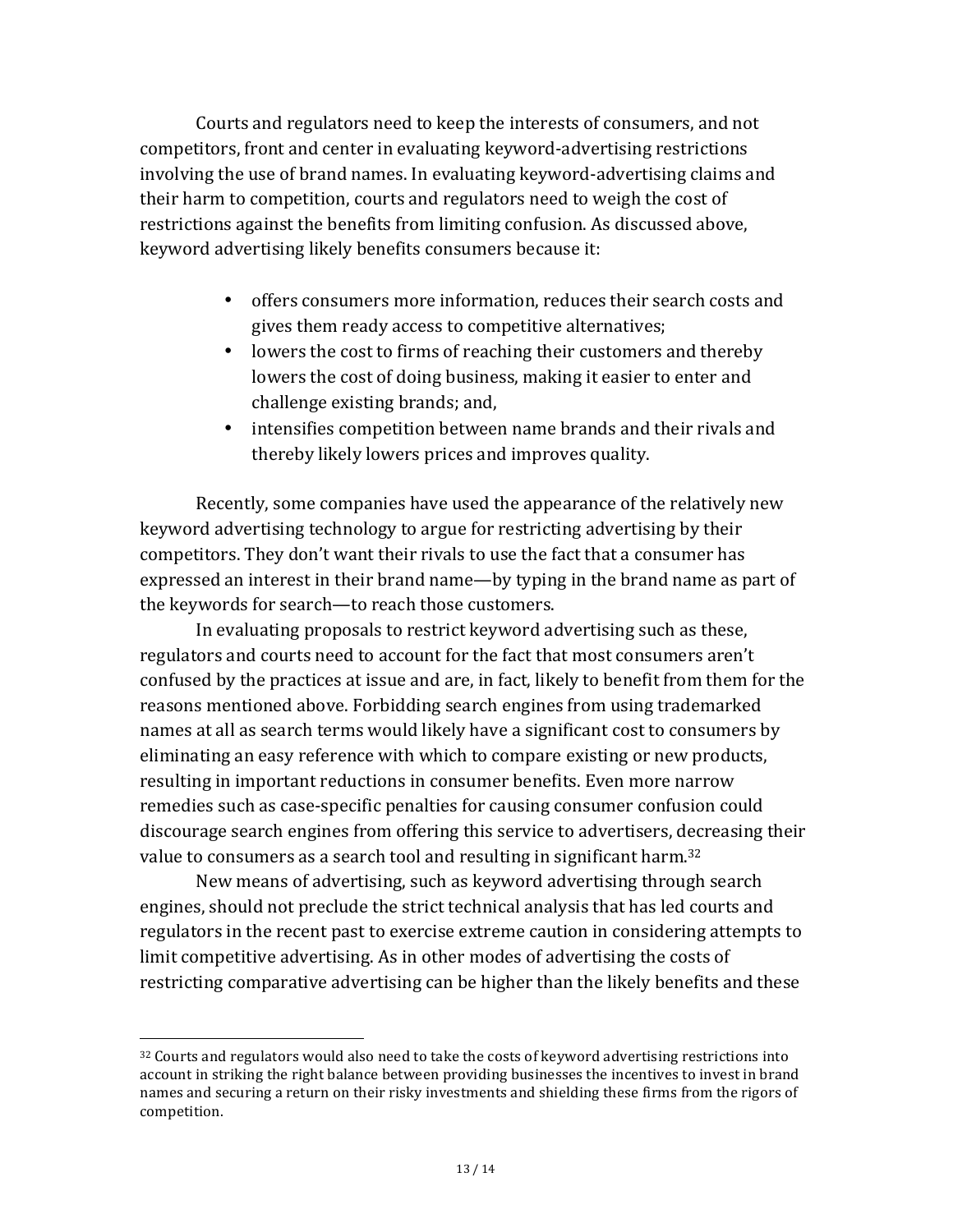Courts and regulators need to keep the interests of consumers, and not competitors, front and center in evaluating keyword-advertising restrictions involving the use of brand names. In evaluating keyword-advertising claims and their harm to competition, courts and regulators need to weigh the cost of restrictions against the benefits from limiting confusion. As discussed above, keyword advertising likely benefits consumers because it:

- offers consumers more information, reduces their search costs and gives them ready access to competitive alternatives;
- lowers the cost to firms of reaching their customers and thereby lowers the cost of doing business, making it easier to enter and challenge existing brands; and,
- intensifies competition between name brands and their rivals and thereby likely lowers prices and improves quality.

Recently, some companies have used the appearance of the relatively new keyword advertising technology to argue for restricting advertising by their competitors. They don't want their rivals to use the fact that a consumer has expressed an interest in their brand name—by typing in the brand name as part of the keywords for search—to reach those customers.

In evaluating proposals to restrict keyword advertising such as these, regulators and courts need to account for the fact that most consumers aren't confused by the practices at issue and are, in fact, likely to benefit from them for the reasons mentioned above. Forbidding search engines from using trademarked names at all as search terms would likely have a significant cost to consumers by eliminating an easy reference with which to compare existing or new products, resulting in important reductions in consumer benefits. Even more narrow remedies such as case-specific penalties for causing consumer confusion could discourage search engines from offering this service to advertisers, decreasing their value to consumers as a search tool and resulting in significant harm.[32]

New means of advertising, such as keyword advertising through search engines, should not preclude the strict technical analysis that has led courts and regulators in the recent past to exercise extreme caution in considering attempts to limit competitive advertising. As in other modes of advertising the costs of restricting comparative advertising can be higher than the likely benefits and these

---

[32] Courts and regulators would also need to take the costs of keyword advertising restrictions into account in striking the right balance between providing businesses the incentives to invest in brand names and securing a return on their risky investments and shielding these firms from the rigors of competition.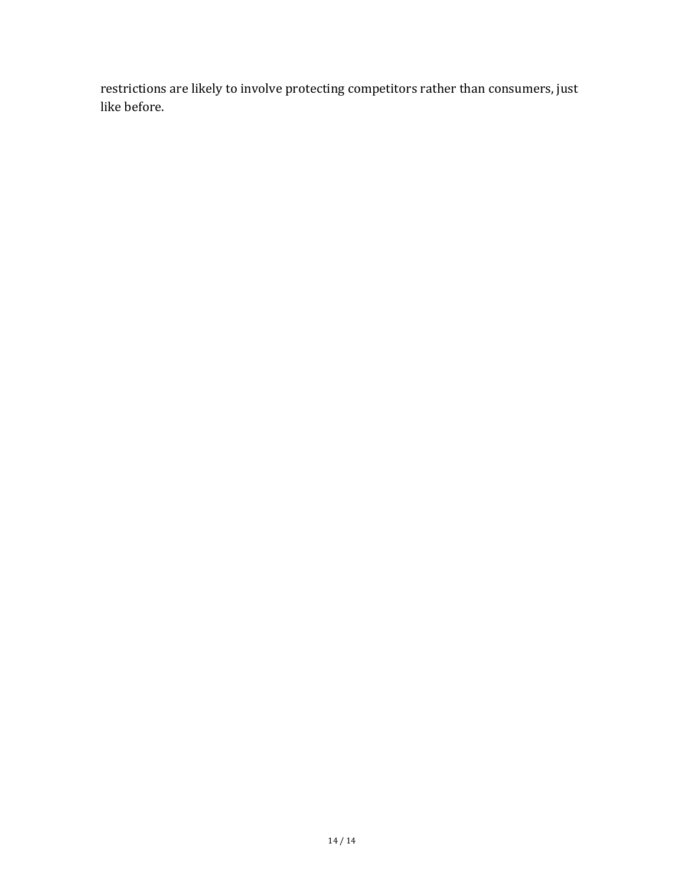restrictions are likely to involve protecting competitors rather than consumers, just like before.